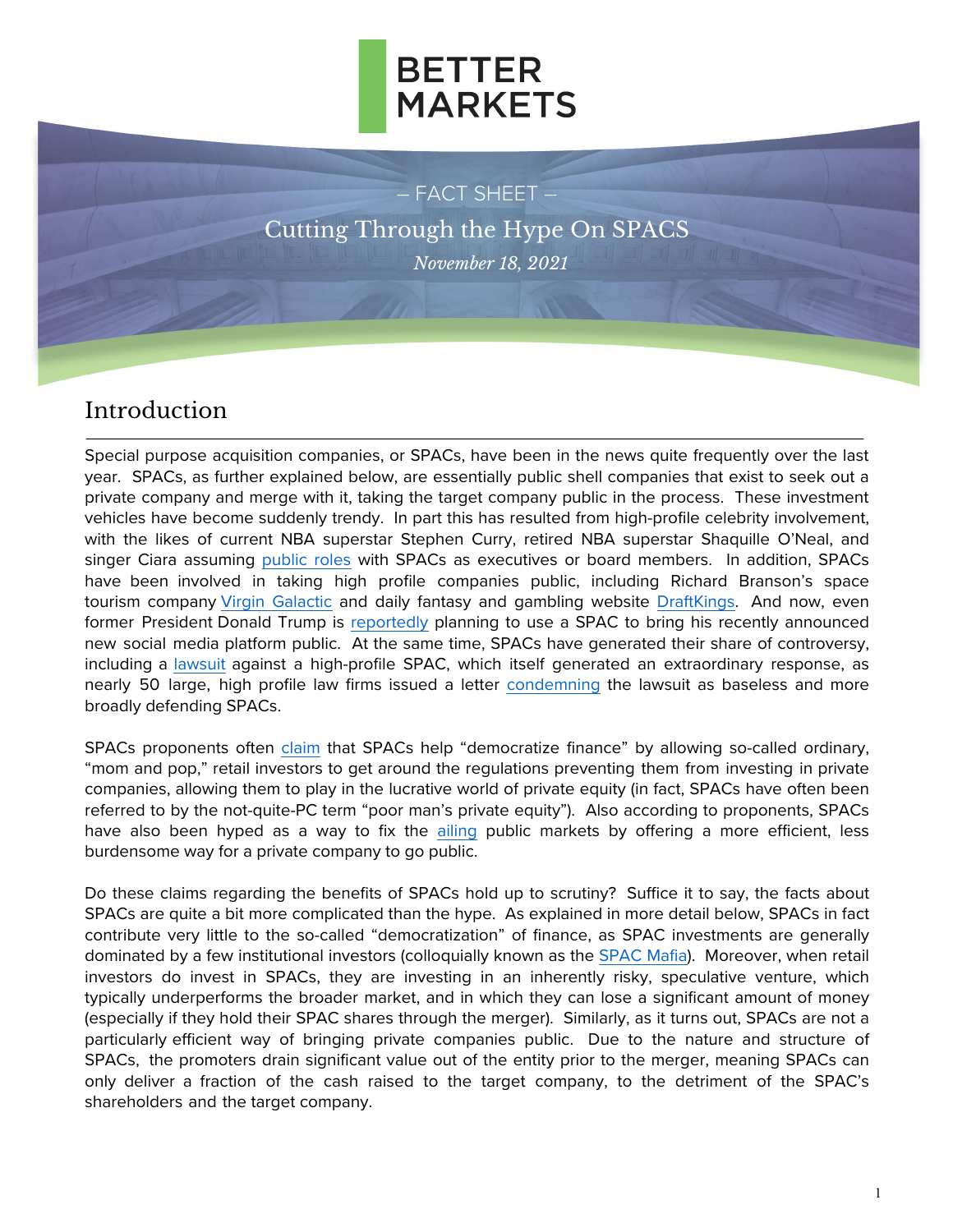BETTER MARKETS

– FACT SHEET –

# Cutting Through the Hype On SPACS

*November 18, 2021*

## Introduction

Special purpose acquisition companies, or SPACs, have been in the news quite frequently over the last year. SPACs, as further explained below, are essentially public shell companies that exist to seek out a private company and merge with it, taking the target company public in the process. These investment vehicles have become suddenly trendy. In part this has resulted from high-profile celebrity involvement, with the likes of current NBA superstar Stephen Curry, retired NBA superstar Shaquille O'Neal, and singer Ciara assuming public roles with SPACs as executives or board members. In addition, SPACs have been involved in taking high profile companies public, including Richard Branson's space tourism company Virgin Galactic and daily fantasy and gambling website DraftKings. And now, even former President Donald Trump is reportedly planning to use a SPAC to bring his recently announced new social media platform public. At the same time, SPACs have generated their share of controversy, including a lawsuit against a high-profile SPAC, which itself generated an extraordinary response, as nearly 50 large, high profile law firms issued a letter condemning the lawsuit as baseless and more broadly defending SPACs.

SPACs proponents often claim that SPACs help "democratize finance" by allowing so-called ordinary, "mom and pop," retail investors to get around the regulations preventing them from investing in private companies, allowing them to play in the lucrative world of private equity (in fact, SPACs have often been referred to by the not-quite-PC term "poor man's private equity"). Also according to proponents, SPACs have also been hyped as a way to fix the ailing public markets by offering a more efficient, less burdensome way for a private company to go public.

Do these claims regarding the benefits of SPACs hold up to scrutiny? Suffice it to say, the facts about SPACs are quite a bit more complicated than the hype. As explained in more detail below, SPACs in fact contribute very little to the so-called "democratization" of finance, as SPAC investments are generally dominated by a few institutional investors (colloquially known as the SPAC Mafia). Moreover, when retail investors do invest in SPACs, they are investing in an inherently risky, speculative venture, which typically underperforms the broader market, and in which they can lose a significant amount of money (especially if they hold their SPAC shares through the merger). Similarly, as it turns out, SPACs are not a particularly efficient way of bringing private companies public. Due to the nature and structure of SPACs, the promoters drain significant value out of the entity prior to the merger, meaning SPACs can only deliver a fraction of the cash raised to the target company, to the detriment of the SPAC's shareholders and the target company.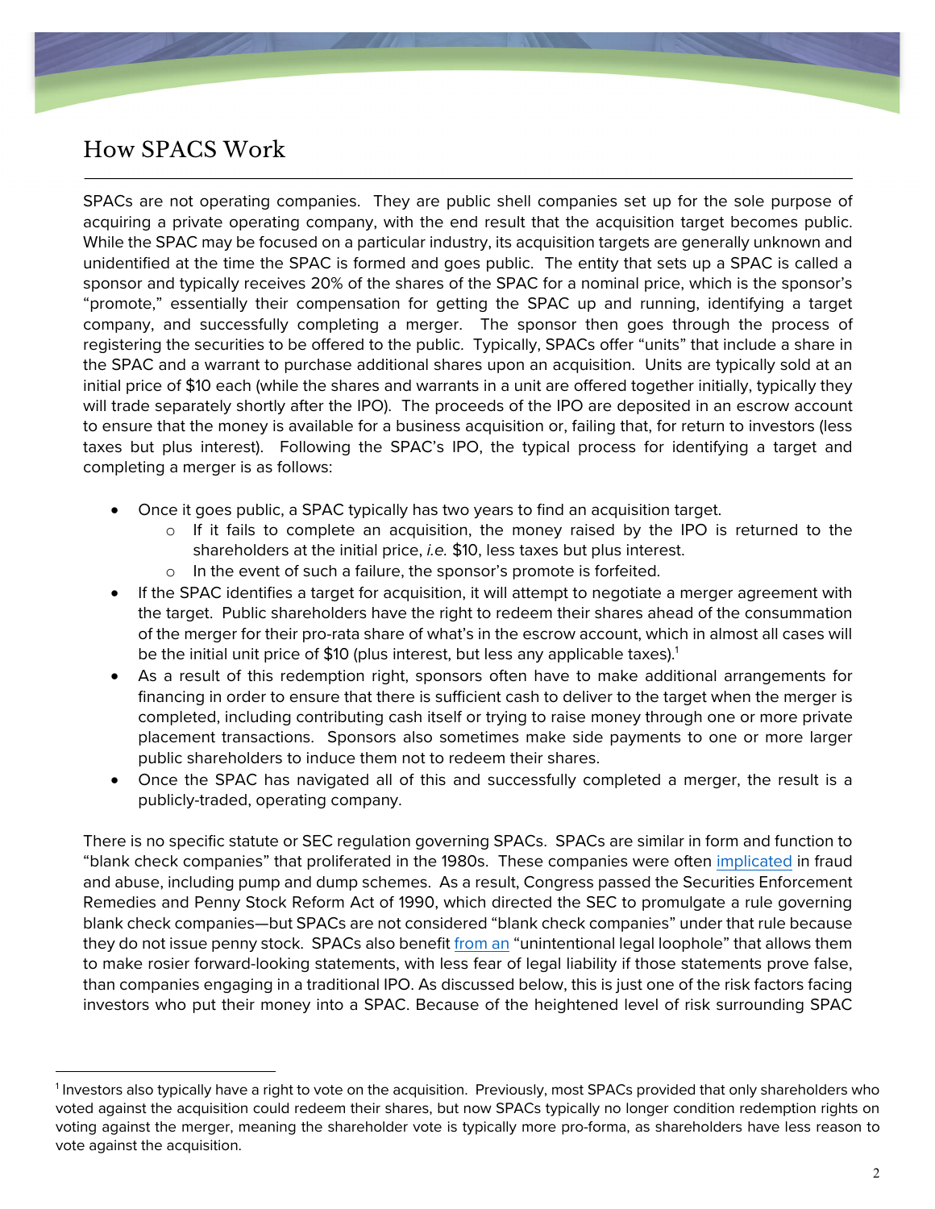## How SPACS Work

SPACs are not operating companies. They are public shell companies set up for the sole purpose of acquiring a private operating company, with the end result that the acquisition target becomes public. While the SPAC may be focused on a particular industry, its acquisition targets are generally unknown and unidentified at the time the SPAC is formed and goes public. The entity that sets up a SPAC is called a sponsor and typically receives 20% of the shares of the SPAC for a nominal price, which is the sponsor's "promote," essentially their compensation for getting the SPAC up and running, identifying a target company, and successfully completing a merger. The sponsor then goes through the process of registering the securities to be offered to the public. Typically, SPACs offer "units" that include a share in the SPAC and a warrant to purchase additional shares upon an acquisition. Units are typically sold at an initial price of $10 each (while the shares and warrants in a unit are offered together initially, typically they will trade separately shortly after the IPO). The proceeds of the IPO are deposited in an escrow account to ensure that the money is available for a business acquisition or, failing that, for return to investors (less taxes but plus interest). Following the SPAC's IPO, the typical process for identifying a target and completing a merger is as follows:

- Once it goes public, a SPAC typically has two years to find an acquisition target.
  - If it fails to complete an acquisition, the money raised by the IPO is returned to the shareholders at the initial price, *i.e.* $10, less taxes but plus interest.
  - In the event of such a failure, the sponsor's promote is forfeited.
- If the SPAC identifies a target for acquisition, it will attempt to negotiate a merger agreement with the target. Public shareholders have the right to redeem their shares ahead of the consummation of the merger for their pro-rata share of what's in the escrow account, which in almost all cases will be the initial unit price of $10 (plus interest, but less any applicable taxes).[1]
- As a result of this redemption right, sponsors often have to make additional arrangements for financing in order to ensure that there is sufficient cash to deliver to the target when the merger is completed, including contributing cash itself or trying to raise money through one or more private placement transactions. Sponsors also sometimes make side payments to one or more larger public shareholders to induce them not to redeem their shares.
- Once the SPAC has navigated all of this and successfully completed a merger, the result is a publicly-traded, operating company.

There is no specific statute or SEC regulation governing SPACs. SPACs are similar in form and function to "blank check companies" that proliferated in the 1980s. These companies were often implicated in fraud and abuse, including pump and dump schemes. As a result, Congress passed the Securities Enforcement Remedies and Penny Stock Reform Act of 1990, which directed the SEC to promulgate a rule governing blank check companies—but SPACs are not considered "blank check companies" under that rule because they do not issue penny stock. SPACs also benefit from an "unintentional legal loophole" that allows them to make rosier forward-looking statements, with less fear of legal liability if those statements prove false, than companies engaging in a traditional IPO. As discussed below, this is just one of the risk factors facing investors who put their money into a SPAC. Because of the heightened level of risk surrounding SPAC

[1] Investors also typically have a right to vote on the acquisition. Previously, most SPACs provided that only shareholders who voted against the acquisition could redeem their shares, but now SPACs typically no longer condition redemption rights on voting against the merger, meaning the shareholder vote is typically more pro-forma, as shareholders have less reason to vote against the acquisition.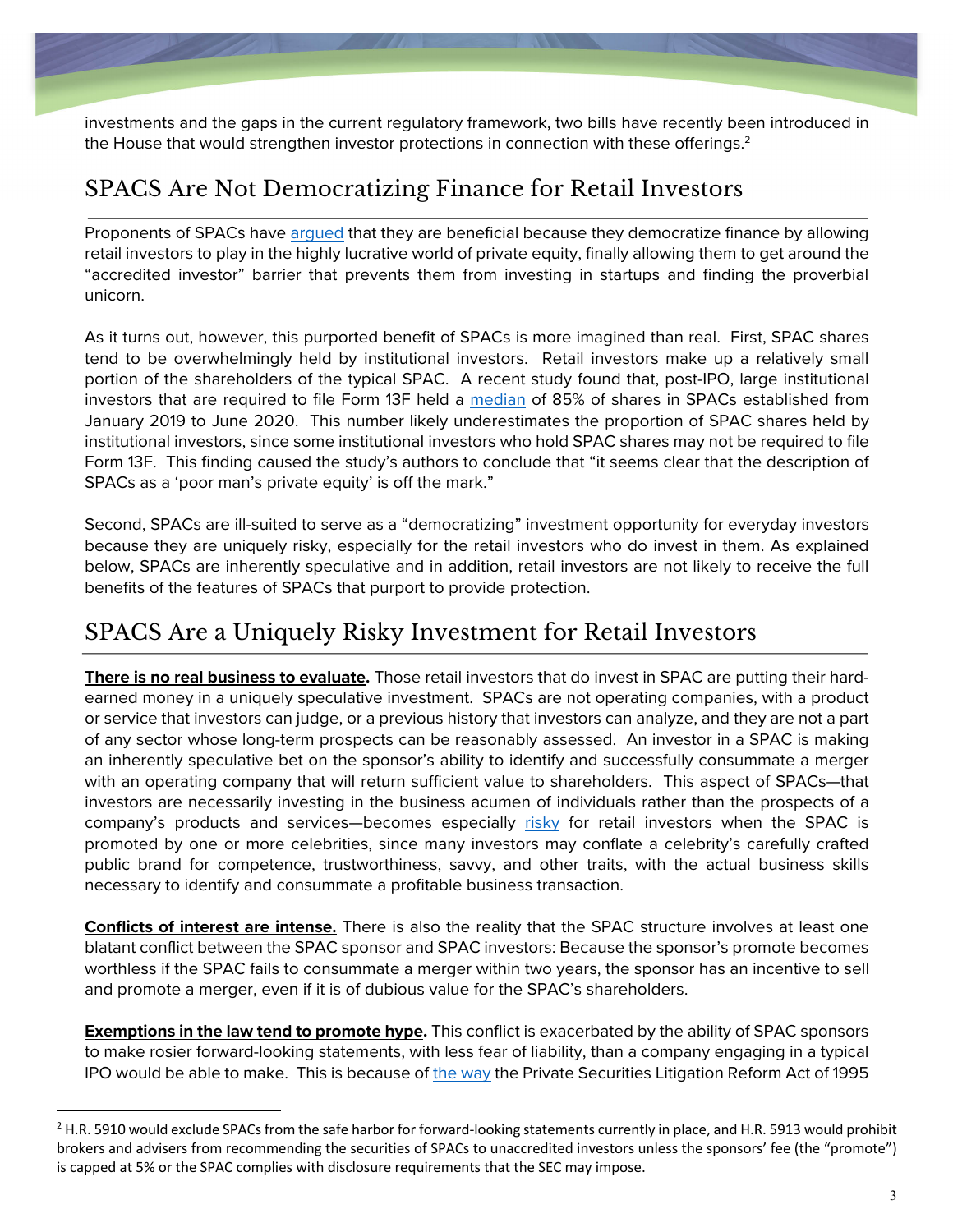investments and the gaps in the current regulatory framework, two bills have recently been introduced in the House that would strengthen investor protections in connection with these offerings.[2]

## SPACS Are Not Democratizing Finance for Retail Investors

Proponents of SPACs have argued that they are beneficial because they democratize finance by allowing retail investors to play in the highly lucrative world of private equity, finally allowing them to get around the "accredited investor" barrier that prevents them from investing in startups and finding the proverbial unicorn.

As it turns out, however, this purported benefit of SPACs is more imagined than real. First, SPAC shares tend to be overwhelmingly held by institutional investors. Retail investors make up a relatively small portion of the shareholders of the typical SPAC. A recent study found that, post-IPO, large institutional investors that are required to file Form 13F held a median of 85% of shares in SPACs established from January 2019 to June 2020. This number likely underestimates the proportion of SPAC shares held by institutional investors, since some institutional investors who hold SPAC shares may not be required to file Form 13F. This finding caused the study's authors to conclude that "it seems clear that the description of SPACs as a 'poor man's private equity' is off the mark."

Second, SPACs are ill-suited to serve as a "democratizing" investment opportunity for everyday investors because they are uniquely risky, especially for the retail investors who do invest in them. As explained below, SPACs are inherently speculative and in addition, retail investors are not likely to receive the full benefits of the features of SPACs that purport to provide protection.

## SPACS Are a Uniquely Risky Investment for Retail Investors

**There is no real business to evaluate.** Those retail investors that do invest in SPAC are putting their hard-earned money in a uniquely speculative investment. SPACs are not operating companies, with a product or service that investors can judge, or a previous history that investors can analyze, and they are not a part of any sector whose long-term prospects can be reasonably assessed. An investor in a SPAC is making an inherently speculative bet on the sponsor's ability to identify and successfully consummate a merger with an operating company that will return sufficient value to shareholders. This aspect of SPACs—that investors are necessarily investing in the business acumen of individuals rather than the prospects of a company's products and services—becomes especially risky for retail investors when the SPAC is promoted by one or more celebrities, since many investors may conflate a celebrity's carefully crafted public brand for competence, trustworthiness, savvy, and other traits, with the actual business skills necessary to identify and consummate a profitable business transaction.

**Conflicts of interest are intense.** There is also the reality that the SPAC structure involves at least one blatant conflict between the SPAC sponsor and SPAC investors: Because the sponsor's promote becomes worthless if the SPAC fails to consummate a merger within two years, the sponsor has an incentive to sell and promote a merger, even if it is of dubious value for the SPAC's shareholders.

**Exemptions in the law tend to promote hype.** This conflict is exacerbated by the ability of SPAC sponsors to make rosier forward-looking statements, with less fear of liability, than a company engaging in a typical IPO would be able to make. This is because of the way the Private Securities Litigation Reform Act of 1995

---

[2] H.R. 5910 would exclude SPACs from the safe harbor for forward-looking statements currently in place, and H.R. 5913 would prohibit brokers and advisers from recommending the securities of SPACs to unaccredited investors unless the sponsors' fee (the "promote") is capped at 5% or the SPAC complies with disclosure requirements that the SEC may impose.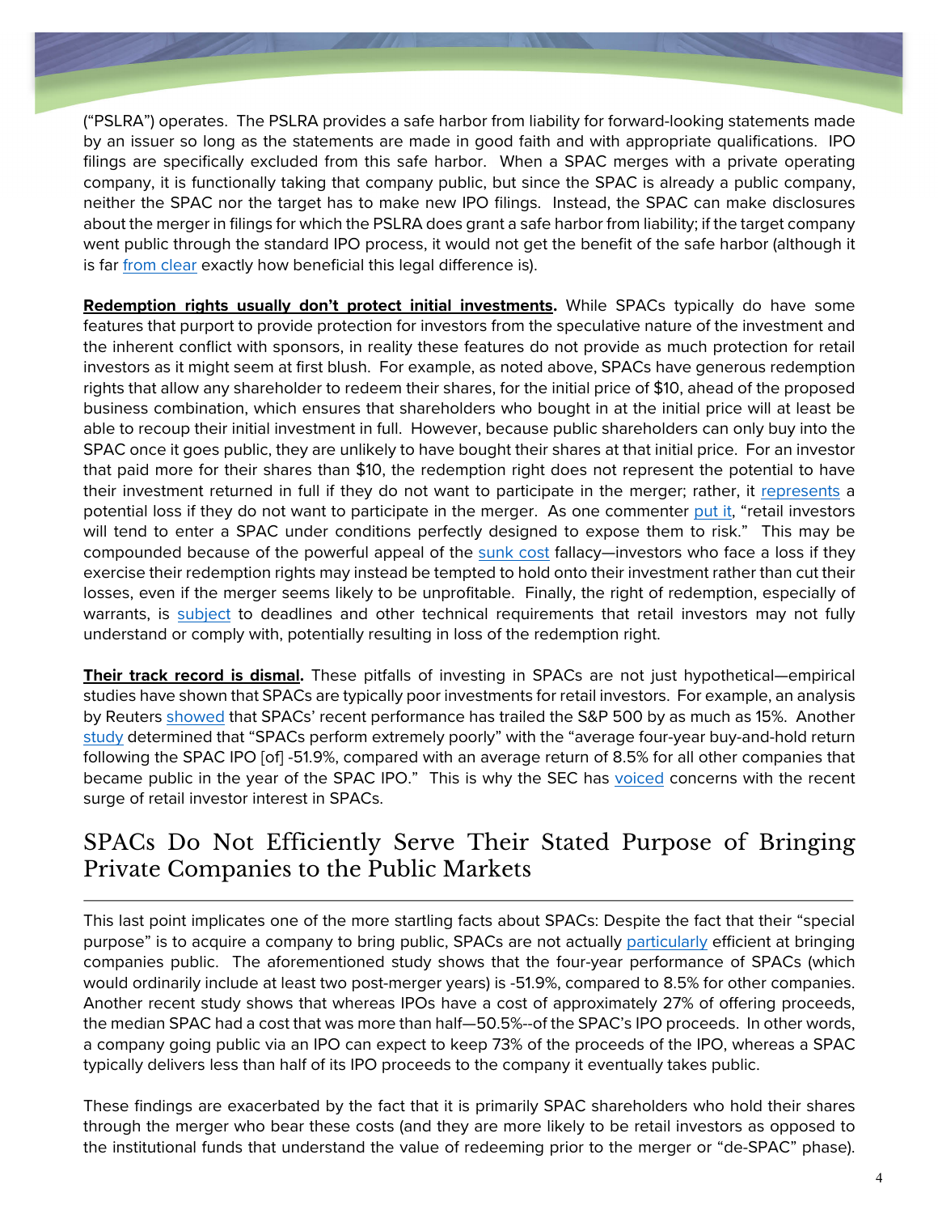("PSLRA") operates. The PSLRA provides a safe harbor from liability for forward-looking statements made by an issuer so long as the statements are made in good faith and with appropriate qualifications. IPO filings are specifically excluded from this safe harbor. When a SPAC merges with a private operating company, it is functionally taking that company public, but since the SPAC is already a public company, neither the SPAC nor the target has to make new IPO filings. Instead, the SPAC can make disclosures about the merger in filings for which the PSLRA does grant a safe harbor from liability; if the target company went public through the standard IPO process, it would not get the benefit of the safe harbor (although it is far from clear exactly how beneficial this legal difference is).

**Redemption rights usually don't protect initial investments.** While SPACs typically do have some features that purport to provide protection for investors from the speculative nature of the investment and the inherent conflict with sponsors, in reality these features do not provide as much protection for retail investors as it might seem at first blush. For example, as noted above, SPACs have generous redemption rights that allow any shareholder to redeem their shares, for the initial price of $10, ahead of the proposed business combination, which ensures that shareholders who bought in at the initial price will at least be able to recoup their initial investment in full. However, because public shareholders can only buy into the SPAC once it goes public, they are unlikely to have bought their shares at that initial price. For an investor that paid more for their shares than $10, the redemption right does not represent the potential to have their investment returned in full if they do not want to participate in the merger; rather, it represents a potential loss if they do not want to participate in the merger. As one commenter put it, "retail investors will tend to enter a SPAC under conditions perfectly designed to expose them to risk." This may be compounded because of the powerful appeal of the sunk cost fallacy—investors who face a loss if they exercise their redemption rights may instead be tempted to hold onto their investment rather than cut their losses, even if the merger seems likely to be unprofitable. Finally, the right of redemption, especially of warrants, is subject to deadlines and other technical requirements that retail investors may not fully understand or comply with, potentially resulting in loss of the redemption right.

**Their track record is dismal.** These pitfalls of investing in SPACs are not just hypothetical—empirical studies have shown that SPACs are typically poor investments for retail investors. For example, an analysis by Reuters showed that SPACs' recent performance has trailed the S&P 500 by as much as 15%. Another study determined that "SPACs perform extremely poorly" with the "average four-year buy-and-hold return following the SPAC IPO [of] -51.9%, compared with an average return of 8.5% for all other companies that became public in the year of the SPAC IPO." This is why the SEC has voiced concerns with the recent surge of retail investor interest in SPACs.

## SPACs Do Not Efficiently Serve Their Stated Purpose of Bringing Private Companies to the Public Markets

This last point implicates one of the more startling facts about SPACs: Despite the fact that their "special purpose" is to acquire a company to bring public, SPACs are not actually particularly efficient at bringing companies public. The aforementioned study shows that the four-year performance of SPACs (which would ordinarily include at least two post-merger years) is -51.9%, compared to 8.5% for other companies. Another recent study shows that whereas IPOs have a cost of approximately 27% of offering proceeds, the median SPAC had a cost that was more than half—50.5%--of the SPAC's IPO proceeds. In other words, a company going public via an IPO can expect to keep 73% of the proceeds of the IPO, whereas a SPAC typically delivers less than half of its IPO proceeds to the company it eventually takes public.

These findings are exacerbated by the fact that it is primarily SPAC shareholders who hold their shares through the merger who bear these costs (and they are more likely to be retail investors as opposed to the institutional funds that understand the value of redeeming prior to the merger or "de-SPAC" phase).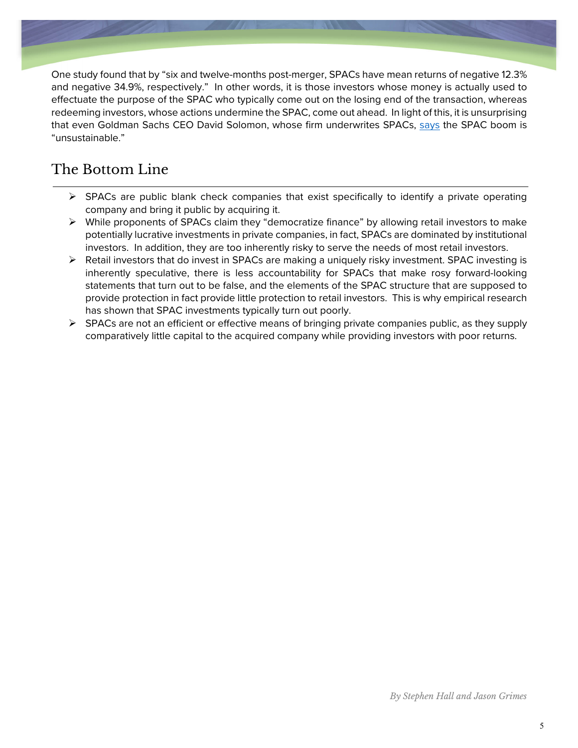One study found that by "six and twelve-months post-merger, SPACs have mean returns of negative 12.3% and negative 34.9%, respectively." In other words, it is those investors whose money is actually used to effectuate the purpose of the SPAC who typically come out on the losing end of the transaction, whereas redeeming investors, whose actions undermine the SPAC, come out ahead. In light of this, it is unsurprising that even Goldman Sachs CEO David Solomon, whose firm underwrites SPACs, says the SPAC boom is "unsustainable."

## The Bottom Line

- SPACs are public blank check companies that exist specifically to identify a private operating company and bring it public by acquiring it.
- While proponents of SPACs claim they "democratize finance" by allowing retail investors to make potentially lucrative investments in private companies, in fact, SPACs are dominated by institutional investors. In addition, they are too inherently risky to serve the needs of most retail investors.
- Retail investors that do invest in SPACs are making a uniquely risky investment. SPAC investing is inherently speculative, there is less accountability for SPACs that make rosy forward-looking statements that turn out to be false, and the elements of the SPAC structure that are supposed to provide protection in fact provide little protection to retail investors. This is why empirical research has shown that SPAC investments typically turn out poorly.
- SPACs are not an efficient or effective means of bringing private companies public, as they supply comparatively little capital to the acquired company while providing investors with poor returns.

*By Stephen Hall and Jason Grimes*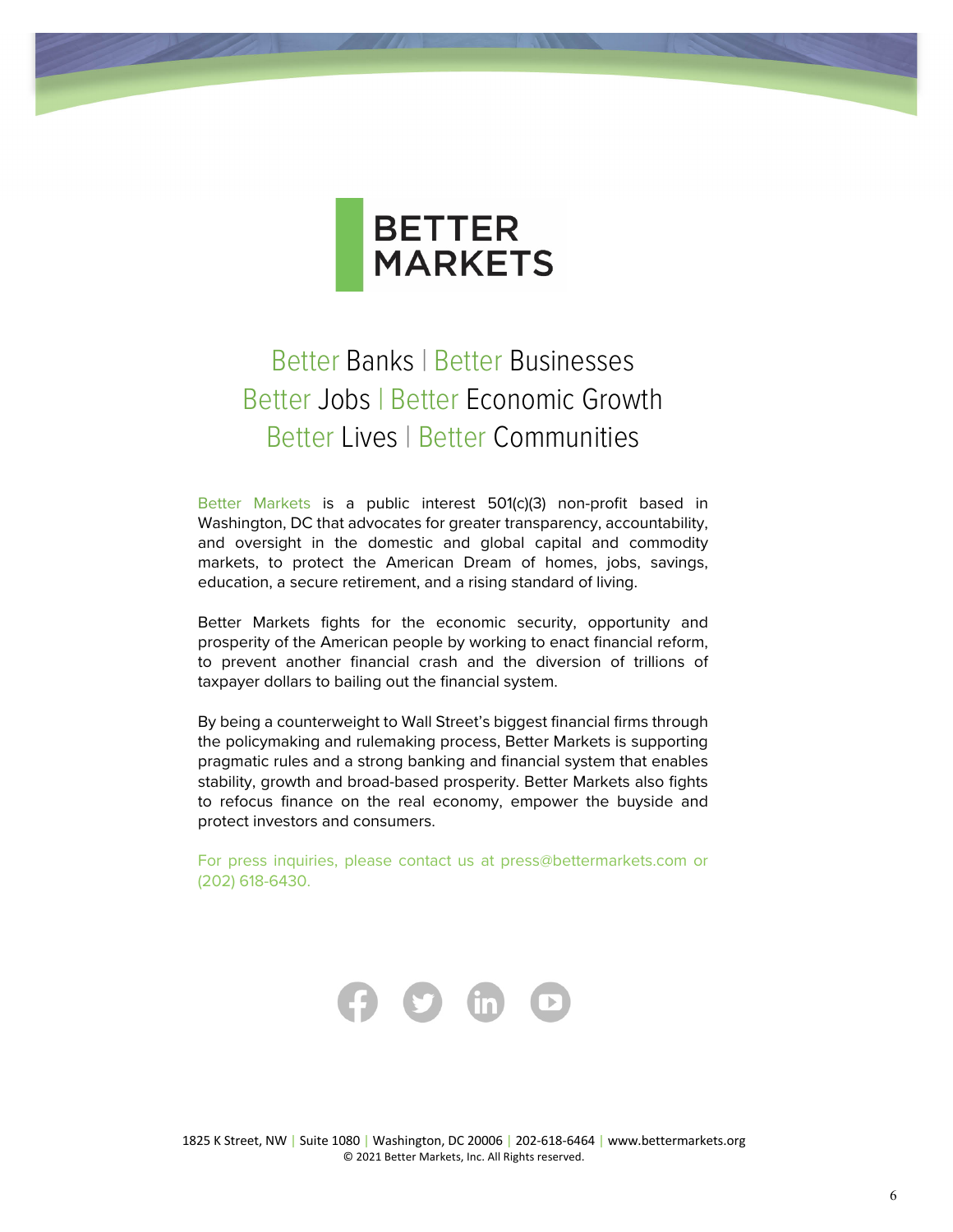# BETTER MARKETS

Better Banks | Better Businesses
Better Jobs | Better Economic Growth
Better Lives | Better Communities

Better Markets is a public interest 501(c)(3) non-profit based in Washington, DC that advocates for greater transparency, accountability, and oversight in the domestic and global capital and commodity markets, to protect the American Dream of homes, jobs, savings, education, a secure retirement, and a rising standard of living.

Better Markets fights for the economic security, opportunity and prosperity of the American people by working to enact financial reform, to prevent another financial crash and the diversion of trillions of taxpayer dollars to bailing out the financial system.

By being a counterweight to Wall Street's biggest financial firms through the policymaking and rulemaking process, Better Markets is supporting pragmatic rules and a strong banking and financial system that enables stability, growth and broad-based prosperity. Better Markets also fights to refocus finance on the real economy, empower the buyside and protect investors and consumers.

For press inquiries, please contact us at press@bettermarkets.com or (202) 618-6430.

1825 K Street, NW | Suite 1080 | Washington, DC 20006 | 202-618-6464 | www.bettermarkets.org
© 2021 Better Markets, Inc. All Rights reserved.